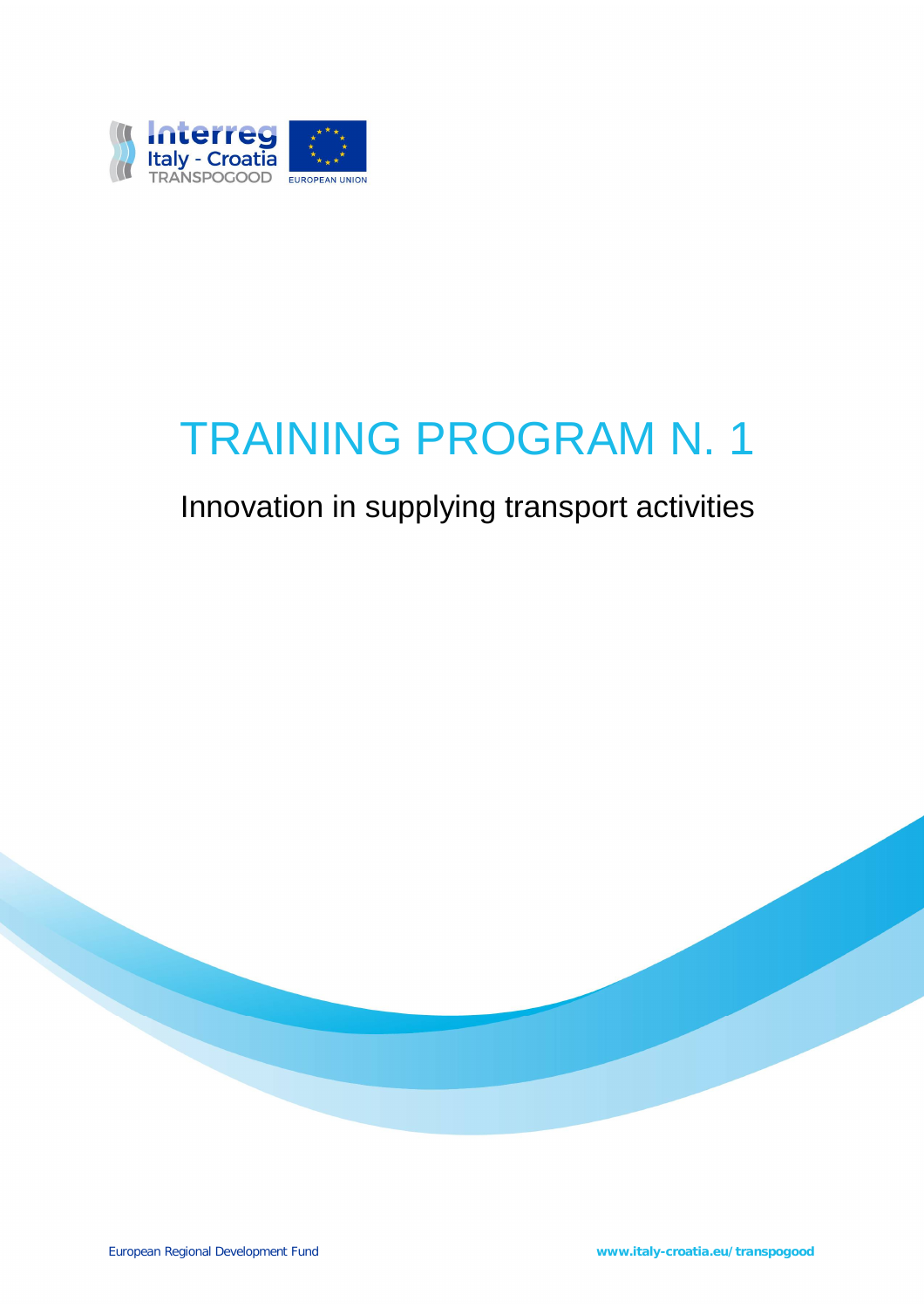# TRAINING PROGRAM N. 1

## Innovation in supplying transport activities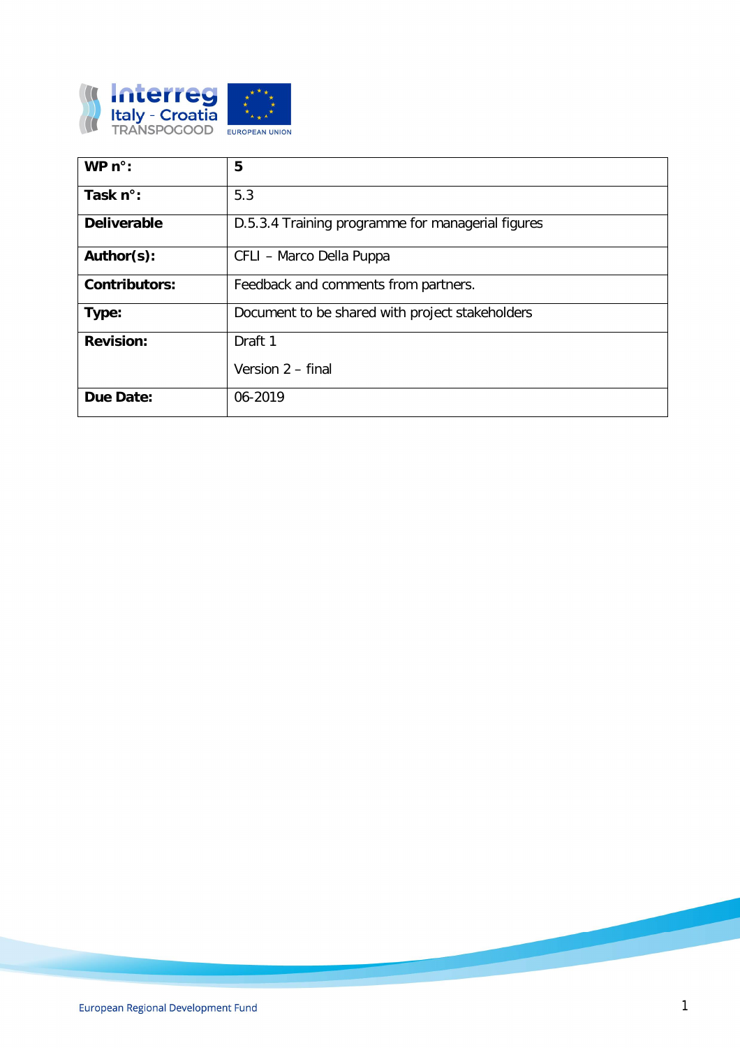| WP n°: | 5 |
| --- | --- |
| Task n°: | 5.3 |
| Deliverable | D.5.3.4 Training programme for managerial figures |
| Author(s): | CFLI – Marco Della Puppa |
| Contributors: | Feedback and comments from partners. |
| Type: | Document to be shared with project stakeholders |
| Revision: | Draft 1<br><br>Version 2 – final |
| Due Date: | 06-2019 |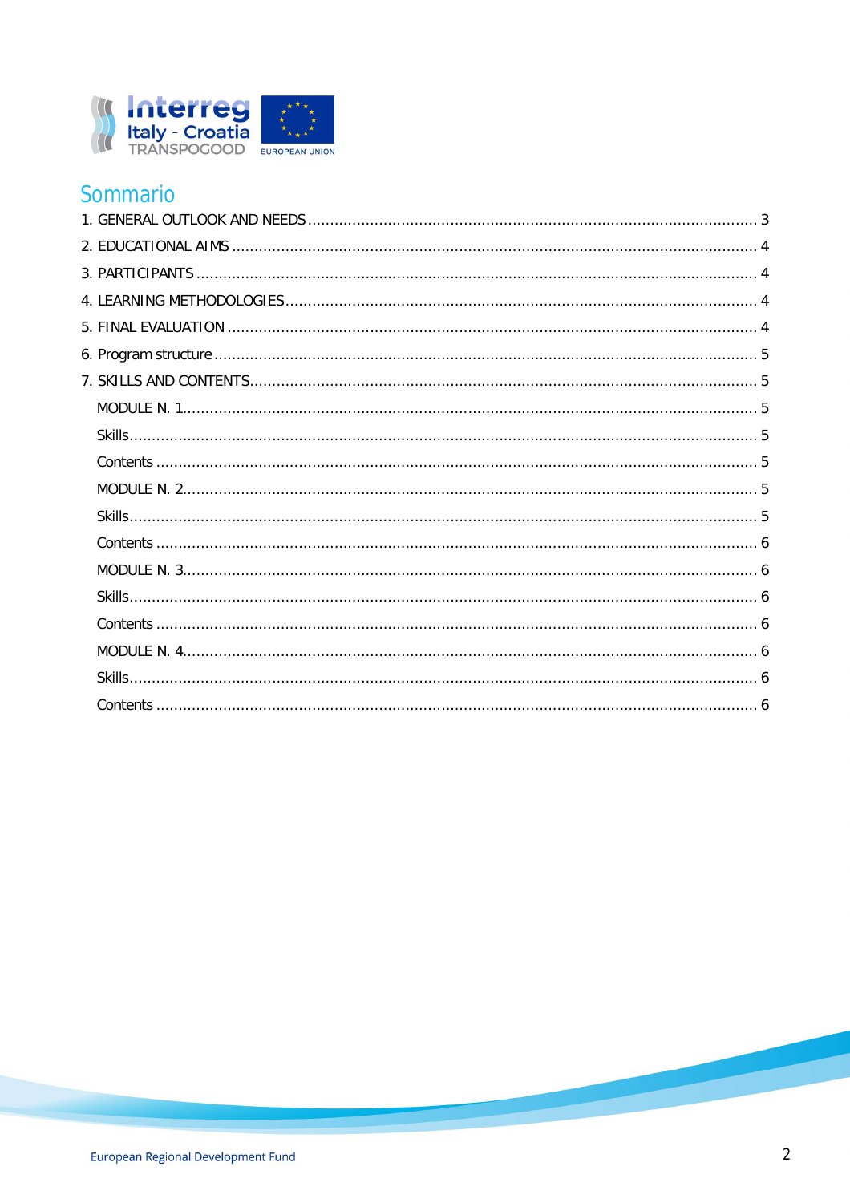# Sommario

1. GENERAL OUTLOOK AND NEEDS .................................................. 3
2. EDUCATIONAL AIMS .................................................. 4
3. PARTICIPANTS .................................................. 4
4. LEARNING METHODOLOGIES .................................................. 4
5. FINAL EVALUATION .................................................. 4
6. Program structure .................................................. 5
7. SKILLS AND CONTENTS .................................................. 5
   - MODULE N. 1 .................................................. 5
   - Skills .................................................. 5
   - Contents .................................................. 5
   - MODULE N. 2 .................................................. 5
   - Skills .................................................. 5
   - Contents .................................................. 6
   - MODULE N. 3 .................................................. 6
   - Skills .................................................. 6
   - Contents .................................................. 6
   - MODULE N. 4 .................................................. 6
   - Skills .................................................. 6
   - Contents .................................................. 6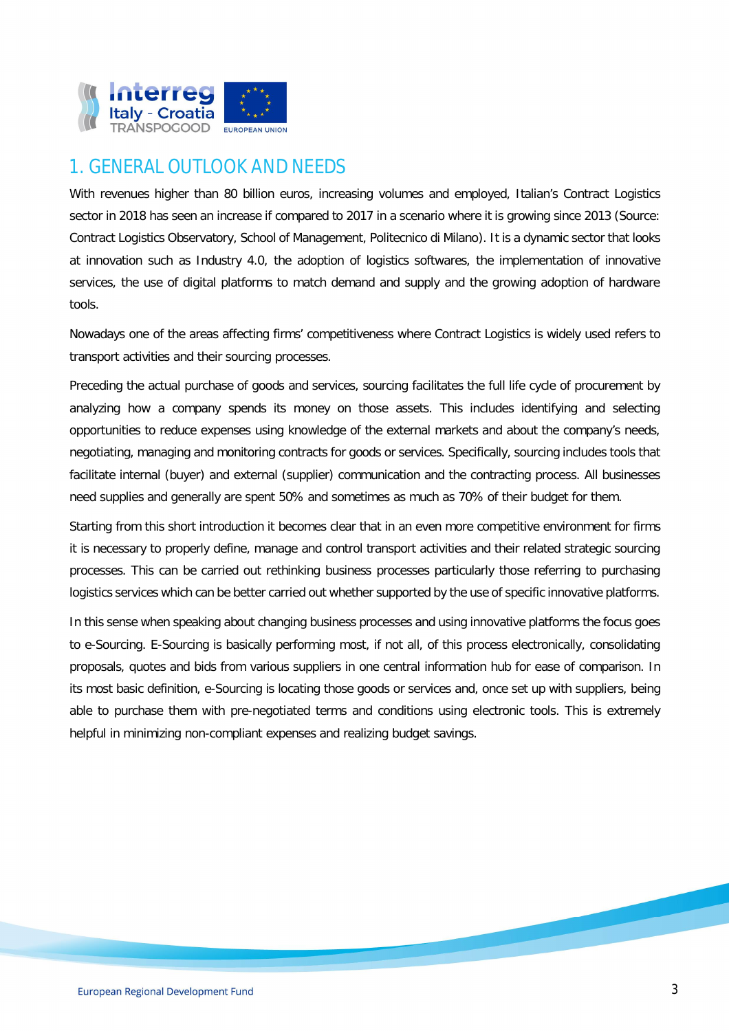# 1. GENERAL OUTLOOK AND NEEDS

With revenues higher than 80 billion euros, increasing volumes and employed, Italian's Contract Logistics sector in 2018 has seen an increase if compared to 2017 in a scenario where it is growing since 2013 (Source: Contract Logistics Observatory, School of Management, Politecnico di Milano). It is a dynamic sector that looks at innovation such as Industry 4.0, the adoption of logistics softwares, the implementation of innovative services, the use of digital platforms to match demand and supply and the growing adoption of hardware tools.

Nowadays one of the areas affecting firms' competitiveness where Contract Logistics is widely used refers to transport activities and their sourcing processes.

Preceding the actual purchase of goods and services, sourcing facilitates the full life cycle of procurement by analyzing how a company spends its money on those assets. This includes identifying and selecting opportunities to reduce expenses using knowledge of the external markets and about the company's needs, negotiating, managing and monitoring contracts for goods or services. Specifically, sourcing includes tools that facilitate internal (buyer) and external (supplier) communication and the contracting process. All businesses need supplies and generally are spent 50% and sometimes as much as 70% of their budget for them.

Starting from this short introduction it becomes clear that in an even more competitive environment for firms it is necessary to properly define, manage and control transport activities and their related strategic sourcing processes. This can be carried out rethinking business processes particularly those referring to purchasing logistics services which can be better carried out whether supported by the use of specific innovative platforms.

In this sense when speaking about changing business processes and using innovative platforms the focus goes to e-Sourcing. E-Sourcing is basically performing most, if not all, of this process electronically, consolidating proposals, quotes and bids from various suppliers in one central information hub for ease of comparison. In its most basic definition, e-Sourcing is locating those goods or services and, once set up with suppliers, being able to purchase them with pre-negotiated terms and conditions using electronic tools. This is extremely helpful in minimizing non-compliant expenses and realizing budget savings.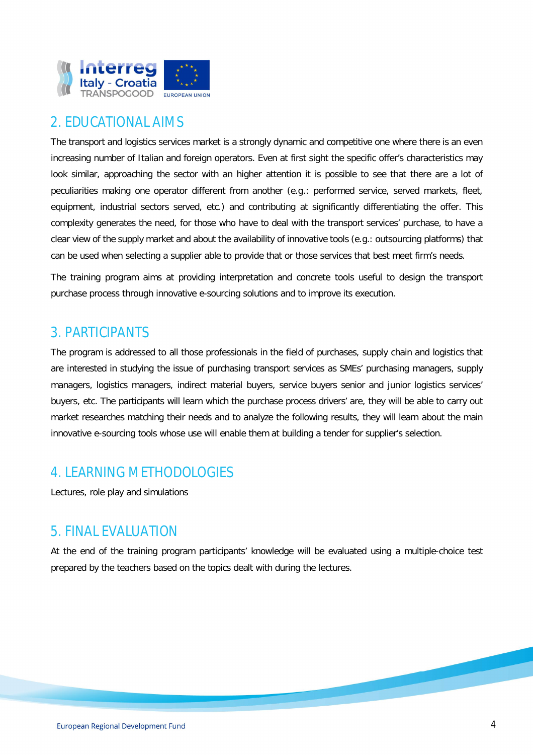## 2. EDUCATIONAL AIMS

The transport and logistics services market is a strongly dynamic and competitive one where there is an even increasing number of Italian and foreign operators. Even at first sight the specific offer's characteristics may look similar, approaching the sector with an higher attention it is possible to see that there are a lot of peculiarities making one operator different from another (e.g.: performed service, served markets, fleet, equipment, industrial sectors served, etc.) and contributing at significantly differentiating the offer. This complexity generates the need, for those who have to deal with the transport services' purchase, to have a clear view of the supply market and about the availability of innovative tools (e.g.: outsourcing platforms) that can be used when selecting a supplier able to provide that or those services that best meet firm's needs.

The training program aims at providing interpretation and concrete tools useful to design the transport purchase process through innovative e-sourcing solutions and to improve its execution.

## 3. PARTICIPANTS

The program is addressed to all those professionals in the field of purchases, supply chain and logistics that are interested in studying the issue of purchasing transport services as SMEs' purchasing managers, supply managers, logistics managers, indirect material buyers, service buyers senior and junior logistics services' buyers, etc. The participants will learn which the purchase process drivers' are, they will be able to carry out market researches matching their needs and to analyze the following results, they will learn about the main innovative e-sourcing tools whose use will enable them at building a tender for supplier's selection.

## 4. LEARNING METHODOLOGIES

Lectures, role play and simulations

## 5. FINAL EVALUATION

At the end of the training program participants' knowledge will be evaluated using a multiple-choice test prepared by the teachers based on the topics dealt with during the lectures.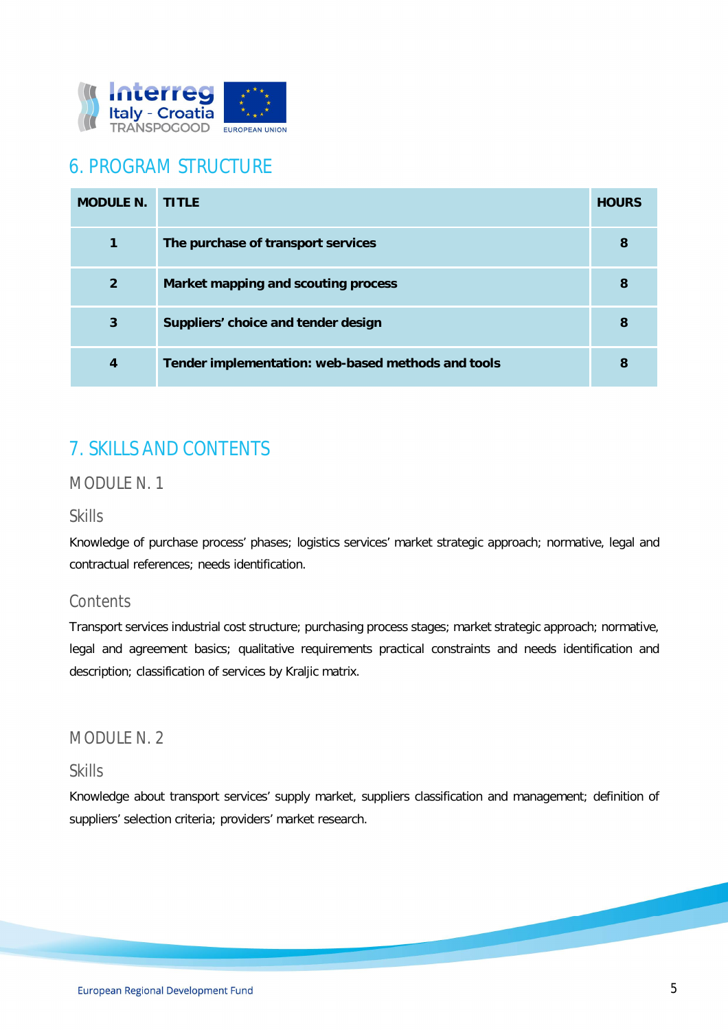## 6. PROGRAM STRUCTURE

| MODULE N. | TITLE | HOURS |
|---|---|---|
| 1 | The purchase of transport services | 8 |
| 2 | Market mapping and scouting process | 8 |
| 3 | Suppliers' choice and tender design | 8 |
| 4 | Tender implementation: web-based methods and tools | 8 |

## 7. SKILLS AND CONTENTS

### MODULE N. 1

#### Skills

Knowledge of purchase process' phases; logistics services' market strategic approach; normative, legal and contractual references; needs identification.

#### Contents

Transport services industrial cost structure; purchasing process stages; market strategic approach; normative, legal and agreement basics; qualitative requirements practical constraints and needs identification and description; classification of services by Kraljic matrix.

### MODULE N. 2

#### Skills

Knowledge about transport services' supply market, suppliers classification and management; definition of suppliers' selection criteria; providers' market research.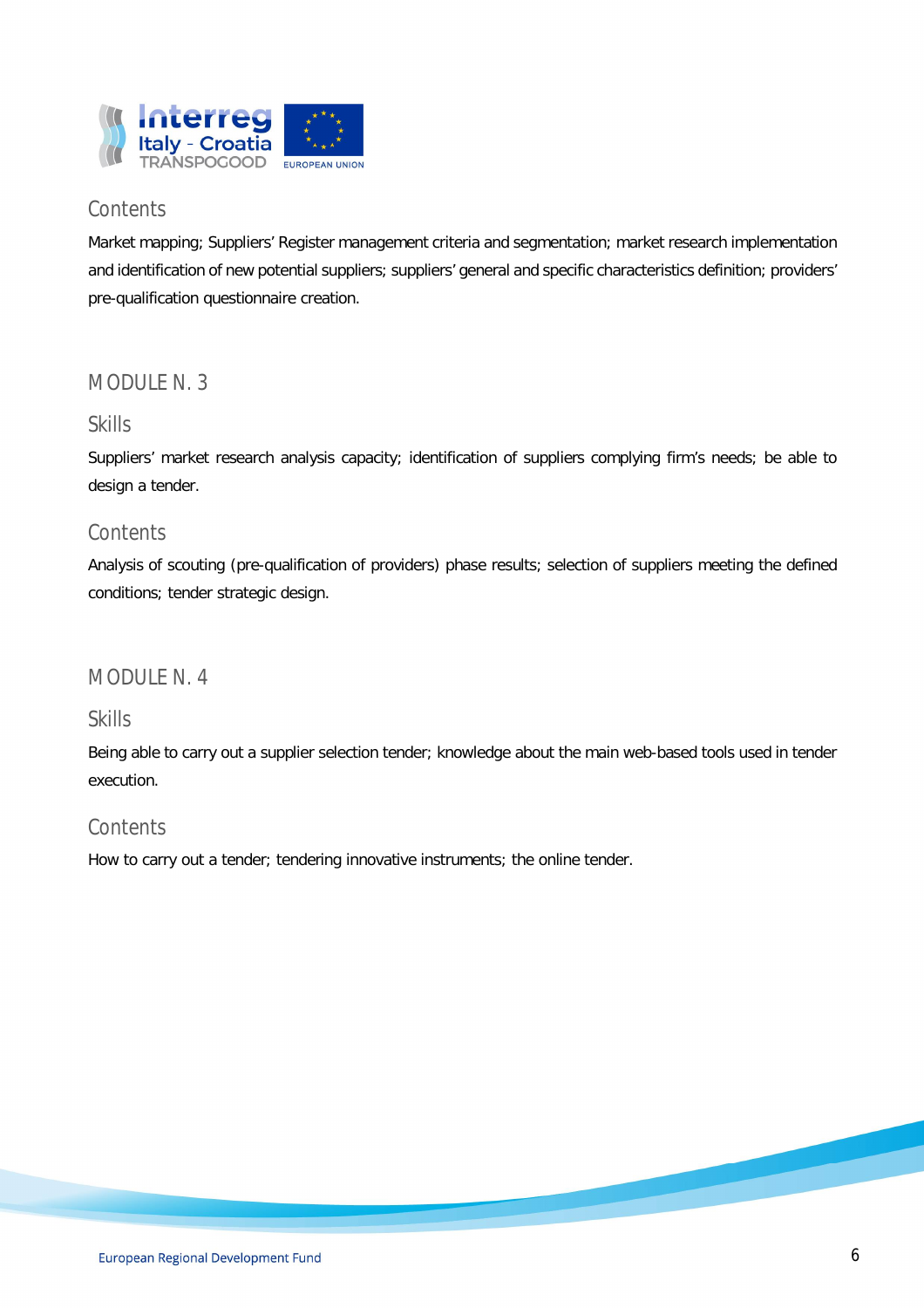### Contents

Market mapping; Suppliers' Register management criteria and segmentation; market research implementation and identification of new potential suppliers; suppliers' general and specific characteristics definition; providers' pre-qualification questionnaire creation.

## MODULE N. 3

### Skills

Suppliers' market research analysis capacity; identification of suppliers complying firm's needs; be able to design a tender.

### Contents

Analysis of scouting (pre-qualification of providers) phase results; selection of suppliers meeting the defined conditions; tender strategic design.

## MODULE N. 4

### Skills

Being able to carry out a supplier selection tender; knowledge about the main web-based tools used in tender execution.

### Contents

How to carry out a tender; tendering innovative instruments; the online tender.